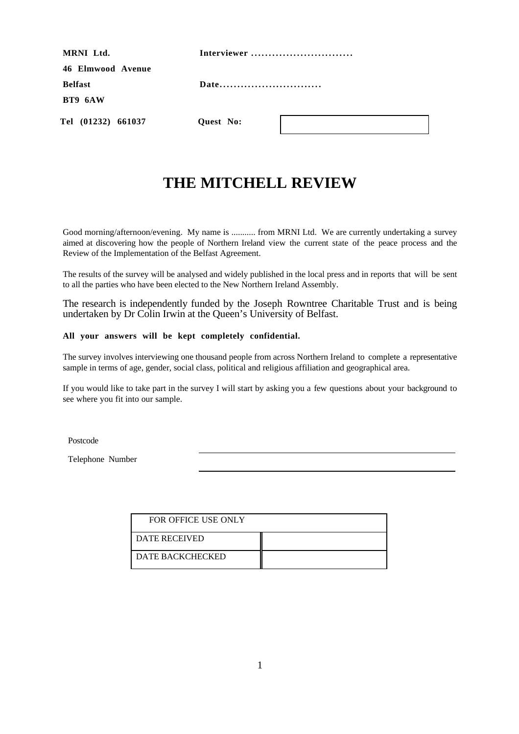| | |
|---|---|
| **MRNI Ltd.** | **Interviewer .............................** |
| **46 Elmwood Avenue** | |
| **Belfast** | **Date.............................** |
| **BT9 6AW** | |
| **Tel (01232) 661037** | **Quest No:** |

# THE MITCHELL REVIEW

Good morning/afternoon/evening. My name is ........... from MRNI Ltd. We are currently undertaking a survey aimed at discovering how the people of Northern Ireland view the current state of the peace process and the Review of the Implementation of the Belfast Agreement.

The results of the survey will be analysed and widely published in the local press and in reports that will be sent to all the parties who have been elected to the New Northern Ireland Assembly.

The research is independently funded by the Joseph Rowntree Charitable Trust and is being undertaken by Dr Colin Irwin at the Queen's University of Belfast.

**All your answers will be kept completely confidential.**

The survey involves interviewing one thousand people from across Northern Ireland to complete a representative sample in terms of age, gender, social class, political and religious affiliation and geographical area.

If you would like to take part in the survey I will start by asking you a few questions about your background to see where you fit into our sample.

Postcode \_\_\_\_\_\_\_\_\_\_\_\_\_\_\_\_\_\_\_\_\_\_\_\_\_\_\_\_\_\_

Telephone Number \_\_\_\_\_\_\_\_\_\_\_\_\_\_\_\_\_\_\_\_\_\_\_\_\_\_\_\_\_\_

| FOR OFFICE USE ONLY | |
|---|---|
| DATE RECEIVED | |
| DATE BACKCHECKED | |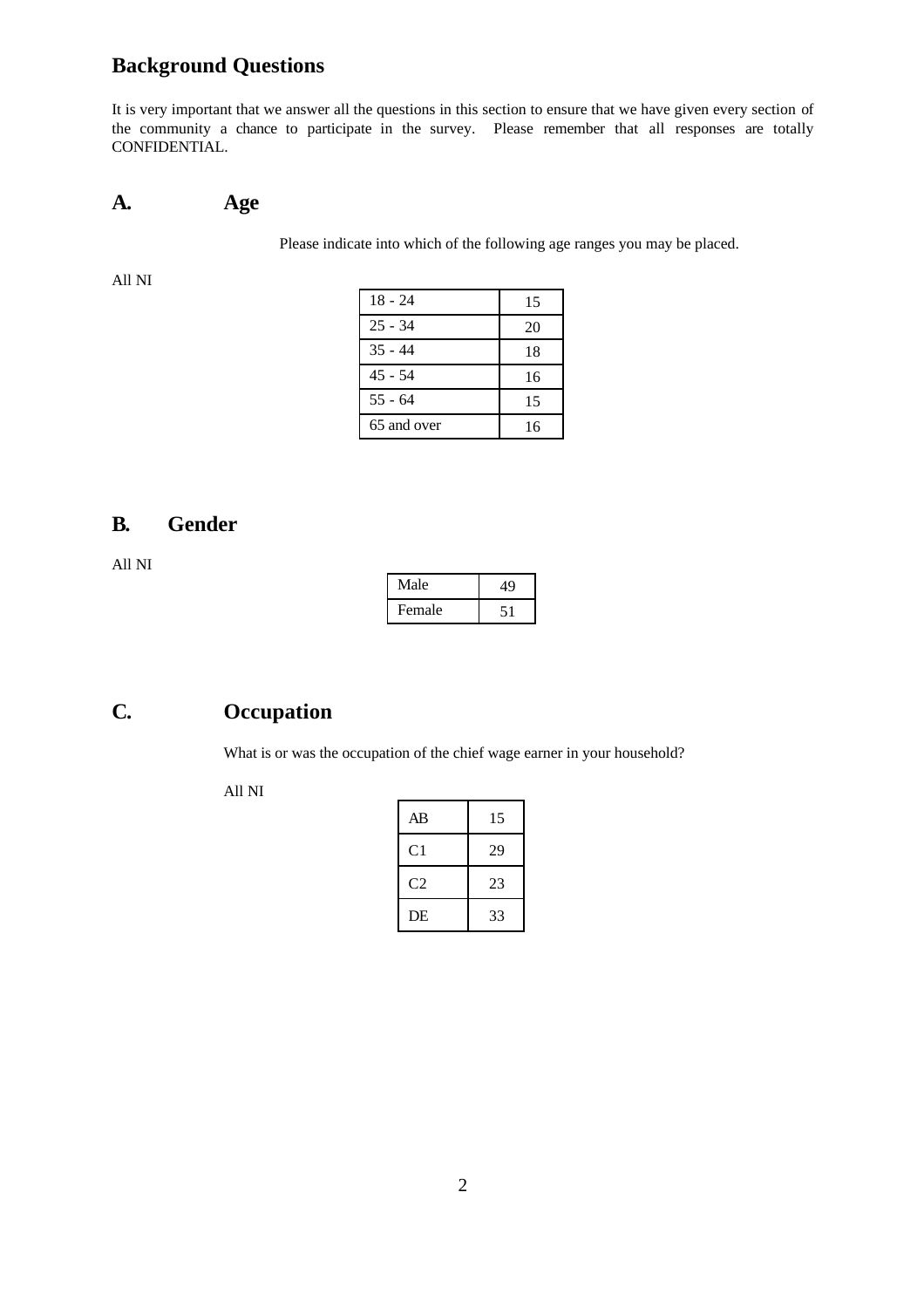## Background Questions

It is very important that we answer all the questions in this section to ensure that we have given every section of the community a chance to participate in the survey. Please remember that all responses are totally CONFIDENTIAL.

### A. Age

Please indicate into which of the following age ranges you may be placed.

All NI

| | |
|---|---|
| 18 - 24 | 15 |
| 25 - 34 | 20 |
| 35 - 44 | 18 |
| 45 - 54 | 16 |
| 55 - 64 | 15 |
| 65 and over | 16 |

### B. Gender

All NI

| | |
|---|---|
| Male | 49 |
| Female | 51 |

### C. Occupation

What is or was the occupation of the chief wage earner in your household?

All NI

| | |
|---|---|
| AB | 15 |
| C1 | 29 |
| C2 | 23 |
| DE | 33 |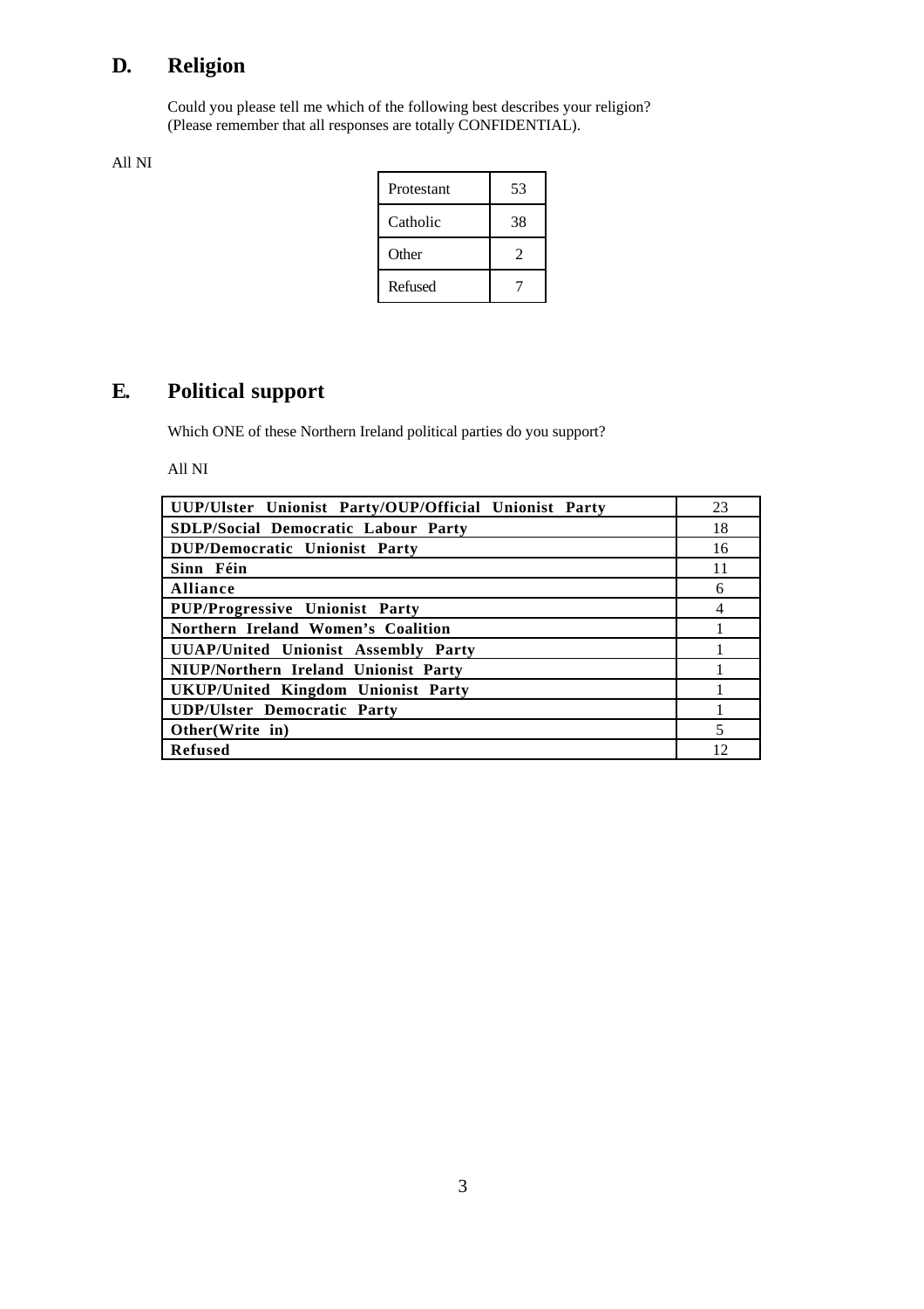## D. Religion

Could you please tell me which of the following best describes your religion?
(Please remember that all responses are totally CONFIDENTIAL).

All NI

| | |
|---|---|
| Protestant | 53 |
| Catholic | 38 |
| Other | 2 |
| Refused | 7 |

## E. Political support

Which ONE of these Northern Ireland political parties do you support?

All NI

| | |
|---|---|
| **UUP/Ulster Unionist Party/OUP/Official Unionist Party** | 23 |
| **SDLP/Social Democratic Labour Party** | 18 |
| **DUP/Democratic Unionist Party** | 16 |
| **Sinn Féin** | 11 |
| **Alliance** | 6 |
| **PUP/Progressive Unionist Party** | 4 |
| **Northern Ireland Women's Coalition** | 1 |
| **UUAP/United Unionist Assembly Party** | 1 |
| **NIUP/Northern Ireland Unionist Party** | 1 |
| **UKUP/United Kingdom Unionist Party** | 1 |
| **UDP/Ulster Democratic Party** | 1 |
| **Other(Write in)** | 5 |
| **Refused** | 12 |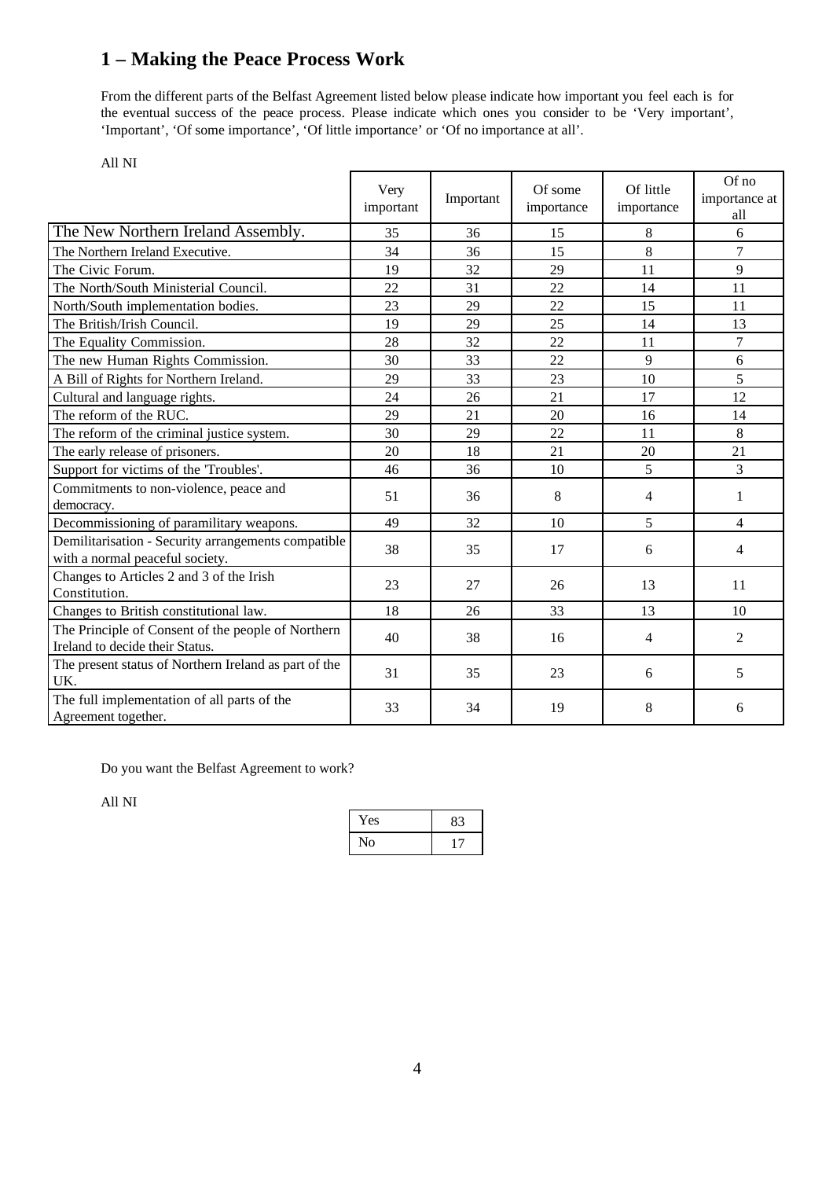# 1 – Making the Peace Process Work

From the different parts of the Belfast Agreement listed below please indicate how important you feel each is for the eventual success of the peace process. Please indicate which ones you consider to be 'Very important', 'Important', 'Of some importance', 'Of little importance' or 'Of no importance at all'.

All NI

| | Very important | Important | Of some importance | Of little importance | Of no importance at all |
|---|---|---|---|---|---|
| The New Northern Ireland Assembly. | 35 | 36 | 15 | 8 | 6 |
| The Northern Ireland Executive. | 34 | 36 | 15 | 8 | 7 |
| The Civic Forum. | 19 | 32 | 29 | 11 | 9 |
| The North/South Ministerial Council. | 22 | 31 | 22 | 14 | 11 |
| North/South implementation bodies. | 23 | 29 | 22 | 15 | 11 |
| The British/Irish Council. | 19 | 29 | 25 | 14 | 13 |
| The Equality Commission. | 28 | 32 | 22 | 11 | 7 |
| The new Human Rights Commission. | 30 | 33 | 22 | 9 | 6 |
| A Bill of Rights for Northern Ireland. | 29 | 33 | 23 | 10 | 5 |
| Cultural and language rights. | 24 | 26 | 21 | 17 | 12 |
| The reform of the RUC. | 29 | 21 | 20 | 16 | 14 |
| The reform of the criminal justice system. | 30 | 29 | 22 | 11 | 8 |
| The early release of prisoners. | 20 | 18 | 21 | 20 | 21 |
| Support for victims of the 'Troubles'. | 46 | 36 | 10 | 5 | 3 |
| Commitments to non-violence, peace and democracy. | 51 | 36 | 8 | 4 | 1 |
| Decommissioning of paramilitary weapons. | 49 | 32 | 10 | 5 | 4 |
| Demilitarisation - Security arrangements compatible with a normal peaceful society. | 38 | 35 | 17 | 6 | 4 |
| Changes to Articles 2 and 3 of the Irish Constitution. | 23 | 27 | 26 | 13 | 11 |
| Changes to British constitutional law. | 18 | 26 | 33 | 13 | 10 |
| The Principle of Consent of the people of Northern Ireland to decide their Status. | 40 | 38 | 16 | 4 | 2 |
| The present status of Northern Ireland as part of the UK. | 31 | 35 | 23 | 6 | 5 |
| The full implementation of all parts of the Agreement together. | 33 | 34 | 19 | 8 | 6 |

Do you want the Belfast Agreement to work?

All NI

| | |
|---|---|
| Yes | 83 |
| No | 17 |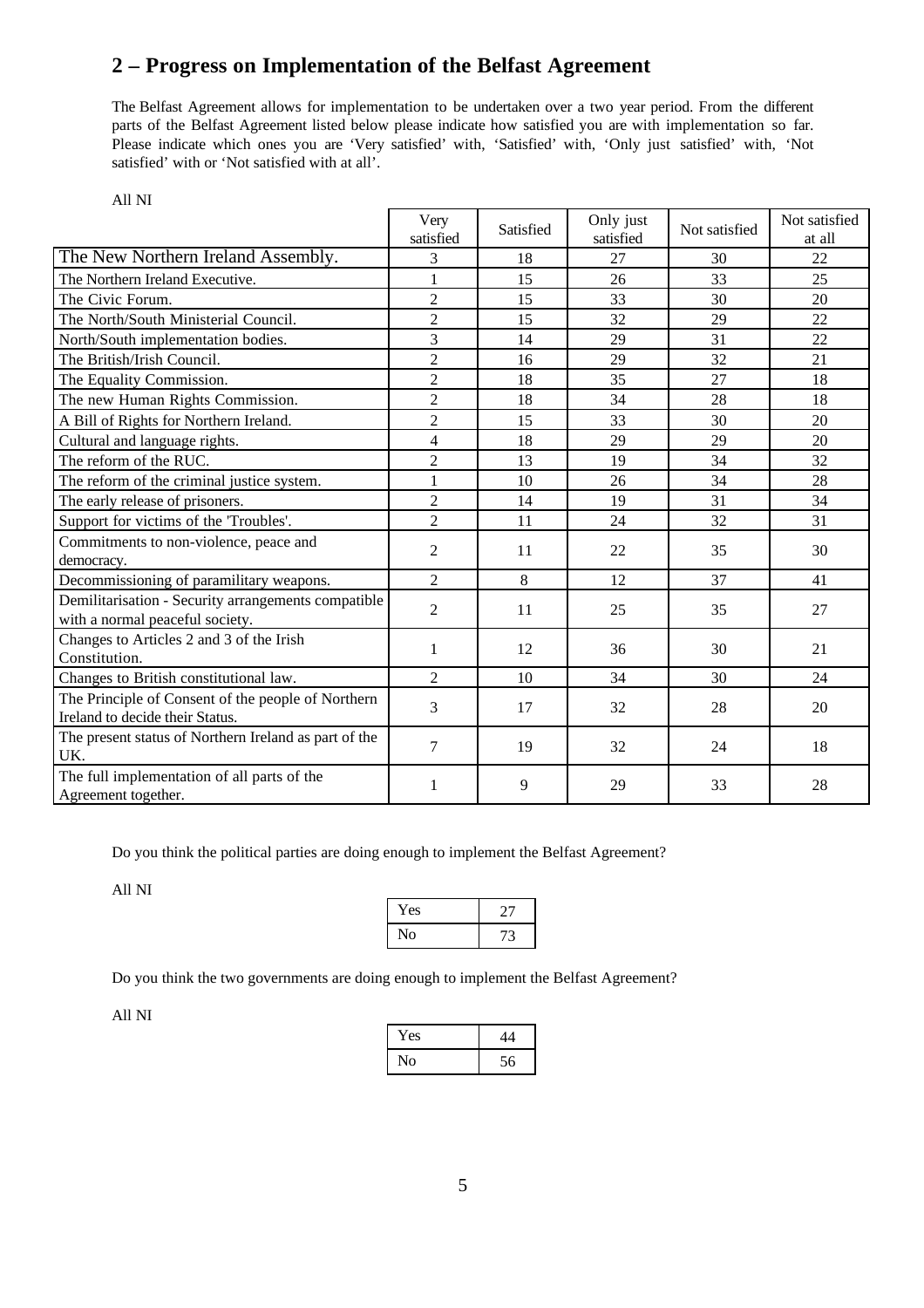## 2 – Progress on Implementation of the Belfast Agreement

The Belfast Agreement allows for implementation to be undertaken over a two year period. From the different parts of the Belfast Agreement listed below please indicate how satisfied you are with implementation so far. Please indicate which ones you are 'Very satisfied' with, 'Satisfied' with, 'Only just satisfied' with, 'Not satisfied' with or 'Not satisfied with at all'.

All NI

| | Very satisfied | Satisfied | Only just satisfied | Not satisfied | Not satisfied at all |
|---|---|---|---|---|---|
| The New Northern Ireland Assembly. | 3 | 18 | 27 | 30 | 22 |
| The Northern Ireland Executive. | 1 | 15 | 26 | 33 | 25 |
| The Civic Forum. | 2 | 15 | 33 | 30 | 20 |
| The North/South Ministerial Council. | 2 | 15 | 32 | 29 | 22 |
| North/South implementation bodies. | 3 | 14 | 29 | 31 | 22 |
| The British/Irish Council. | 2 | 16 | 29 | 32 | 21 |
| The Equality Commission. | 2 | 18 | 35 | 27 | 18 |
| The new Human Rights Commission. | 2 | 18 | 34 | 28 | 18 |
| A Bill of Rights for Northern Ireland. | 2 | 15 | 33 | 30 | 20 |
| Cultural and language rights. | 4 | 18 | 29 | 29 | 20 |
| The reform of the RUC. | 2 | 13 | 19 | 34 | 32 |
| The reform of the criminal justice system. | 1 | 10 | 26 | 34 | 28 |
| The early release of prisoners. | 2 | 14 | 19 | 31 | 34 |
| Support for victims of the 'Troubles'. | 2 | 11 | 24 | 32 | 31 |
| Commitments to non-violence, peace and democracy. | 2 | 11 | 22 | 35 | 30 |
| Decommissioning of paramilitary weapons. | 2 | 8 | 12 | 37 | 41 |
| Demilitarisation - Security arrangements compatible with a normal peaceful society. | 2 | 11 | 25 | 35 | 27 |
| Changes to Articles 2 and 3 of the Irish Constitution. | 1 | 12 | 36 | 30 | 21 |
| Changes to British constitutional law. | 2 | 10 | 34 | 30 | 24 |
| The Principle of Consent of the people of Northern Ireland to decide their Status. | 3 | 17 | 32 | 28 | 20 |
| The present status of Northern Ireland as part of the UK. | 7 | 19 | 32 | 24 | 18 |
| The full implementation of all parts of the Agreement together. | 1 | 9 | 29 | 33 | 28 |

Do you think the political parties are doing enough to implement the Belfast Agreement?

All NI

| | |
|---|---|
| Yes | 27 |
| No | 73 |

Do you think the two governments are doing enough to implement the Belfast Agreement?

All NI

| | |
|---|---|
| Yes | 44 |
| No | 56 |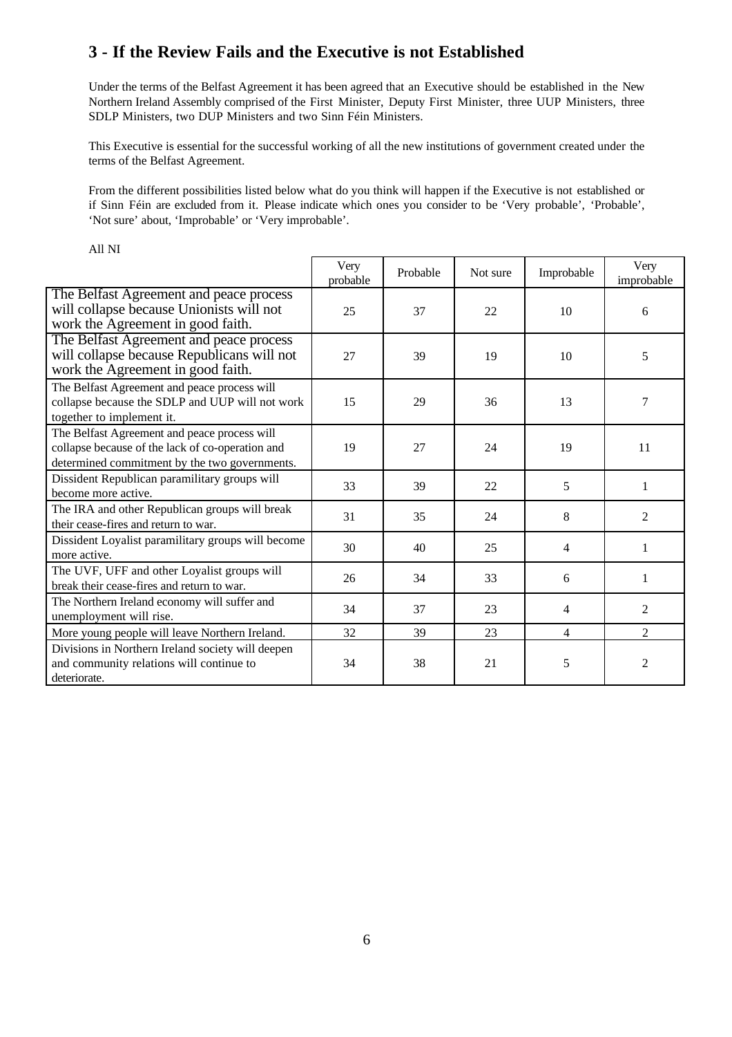## 3 - If the Review Fails and the Executive is not Established

Under the terms of the Belfast Agreement it has been agreed that an Executive should be established in the New Northern Ireland Assembly comprised of the First Minister, Deputy First Minister, three UUP Ministers, three SDLP Ministers, two DUP Ministers and two Sinn Féin Ministers.

This Executive is essential for the successful working of all the new institutions of government created under the terms of the Belfast Agreement.

From the different possibilities listed below what do you think will happen if the Executive is not established or if Sinn Féin are excluded from it. Please indicate which ones you consider to be 'Very probable', 'Probable', 'Not sure' about, 'Improbable' or 'Very improbable'.

All NI

| | Very probable | Probable | Not sure | Improbable | Very improbable |
|---|---|---|---|---|---|
| The Belfast Agreement and peace process will collapse because Unionists will not work the Agreement in good faith. | 25 | 37 | 22 | 10 | 6 |
| The Belfast Agreement and peace process will collapse because Republicans will not work the Agreement in good faith. | 27 | 39 | 19 | 10 | 5 |
| The Belfast Agreement and peace process will collapse because the SDLP and UUP will not work together to implement it. | 15 | 29 | 36 | 13 | 7 |
| The Belfast Agreement and peace process will collapse because of the lack of co-operation and determined commitment by the two governments. | 19 | 27 | 24 | 19 | 11 |
| Dissident Republican paramilitary groups will become more active. | 33 | 39 | 22 | 5 | 1 |
| The IRA and other Republican groups will break their cease-fires and return to war. | 31 | 35 | 24 | 8 | 2 |
| Dissident Loyalist paramilitary groups will become more active. | 30 | 40 | 25 | 4 | 1 |
| The UVF, UFF and other Loyalist groups will break their cease-fires and return to war. | 26 | 34 | 33 | 6 | 1 |
| The Northern Ireland economy will suffer and unemployment will rise. | 34 | 37 | 23 | 4 | 2 |
| More young people will leave Northern Ireland. | 32 | 39 | 23 | 4 | 2 |
| Divisions in Northern Ireland society will deepen and community relations will continue to deteriorate. | 34 | 38 | 21 | 5 | 2 |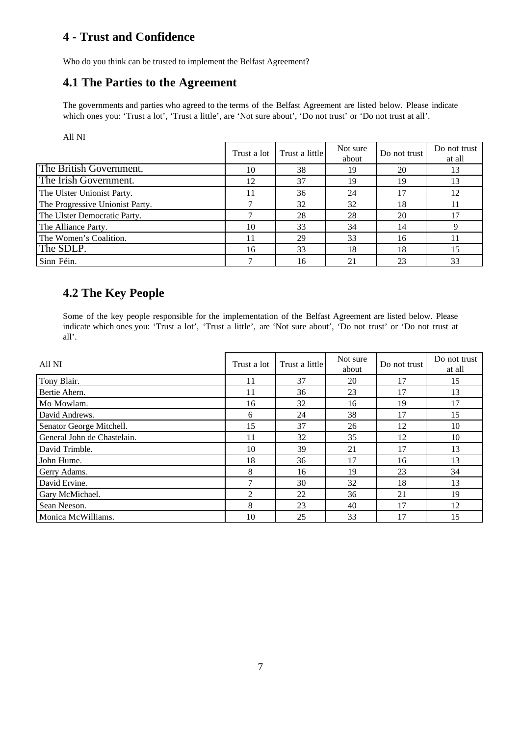## 4 - Trust and Confidence

Who do you think can be trusted to implement the Belfast Agreement?

## 4.1 The Parties to the Agreement

The governments and parties who agreed to the terms of the Belfast Agreement are listed below. Please indicate which ones you: 'Trust a lot', 'Trust a little', are 'Not sure about', 'Do not trust' or 'Do not trust at all'.

All NI

| | Trust a lot | Trust a little | Not sure about | Do not trust | Do not trust at all |
|---|---|---|---|---|---|
| The British Government. | 10 | 38 | 19 | 20 | 13 |
| The Irish Government. | 12 | 37 | 19 | 19 | 13 |
| The Ulster Unionist Party. | 11 | 36 | 24 | 17 | 12 |
| The Progressive Unionist Party. | 7 | 32 | 32 | 18 | 11 |
| The Ulster Democratic Party. | 7 | 28 | 28 | 20 | 17 |
| The Alliance Party. | 10 | 33 | 34 | 14 | 9 |
| The Women's Coalition. | 11 | 29 | 33 | 16 | 11 |
| The SDLP. | 16 | 33 | 18 | 18 | 15 |
| Sinn Féin. | 7 | 16 | 21 | 23 | 33 |

## 4.2 The Key People

Some of the key people responsible for the implementation of the Belfast Agreement are listed below. Please indicate which ones you: 'Trust a lot', 'Trust a little', are 'Not sure about', 'Do not trust' or 'Do not trust at all'.

| All NI | Trust a lot | Trust a little | Not sure about | Do not trust | Do not trust at all |
|---|---|---|---|---|---|
| Tony Blair. | 11 | 37 | 20 | 17 | 15 |
| Bertie Ahern. | 11 | 36 | 23 | 17 | 13 |
| Mo Mowlam. | 16 | 32 | 16 | 19 | 17 |
| David Andrews. | 6 | 24 | 38 | 17 | 15 |
| Senator George Mitchell. | 15 | 37 | 26 | 12 | 10 |
| General John de Chastelain. | 11 | 32 | 35 | 12 | 10 |
| David Trimble. | 10 | 39 | 21 | 17 | 13 |
| John Hume. | 18 | 36 | 17 | 16 | 13 |
| Gerry Adams. | 8 | 16 | 19 | 23 | 34 |
| David Ervine. | 7 | 30 | 32 | 18 | 13 |
| Gary McMichael. | 2 | 22 | 36 | 21 | 19 |
| Sean Neeson. | 8 | 23 | 40 | 17 | 12 |
| Monica McWilliams. | 10 | 25 | 33 | 17 | 15 |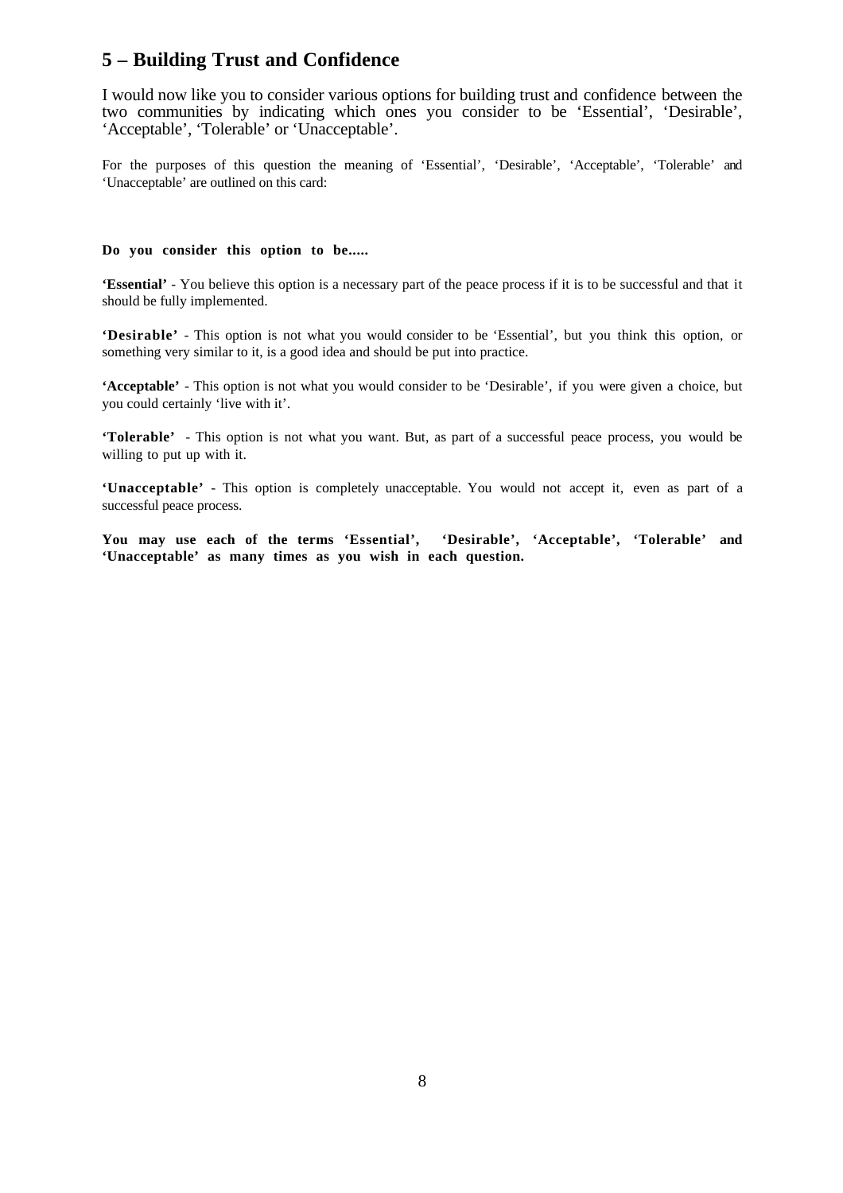## 5 – Building Trust and Confidence

I would now like you to consider various options for building trust and confidence between the two communities by indicating which ones you consider to be 'Essential', 'Desirable', 'Acceptable', 'Tolerable' or 'Unacceptable'.

For the purposes of this question the meaning of 'Essential', 'Desirable', 'Acceptable', 'Tolerable' and 'Unacceptable' are outlined on this card:

**Do you consider this option to be.....**

**'Essential'** - You believe this option is a necessary part of the peace process if it is to be successful and that it should be fully implemented.

**'Desirable'** - This option is not what you would consider to be 'Essential', but you think this option, or something very similar to it, is a good idea and should be put into practice.

**'Acceptable'** - This option is not what you would consider to be 'Desirable', if you were given a choice, but you could certainly 'live with it'.

**'Tolerable'** - This option is not what you want. But, as part of a successful peace process, you would be willing to put up with it.

**'Unacceptable'** - This option is completely unacceptable. You would not accept it, even as part of a successful peace process.

**You may use each of the terms 'Essential', 'Desirable', 'Acceptable', 'Tolerable' and 'Unacceptable' as many times as you wish in each question.**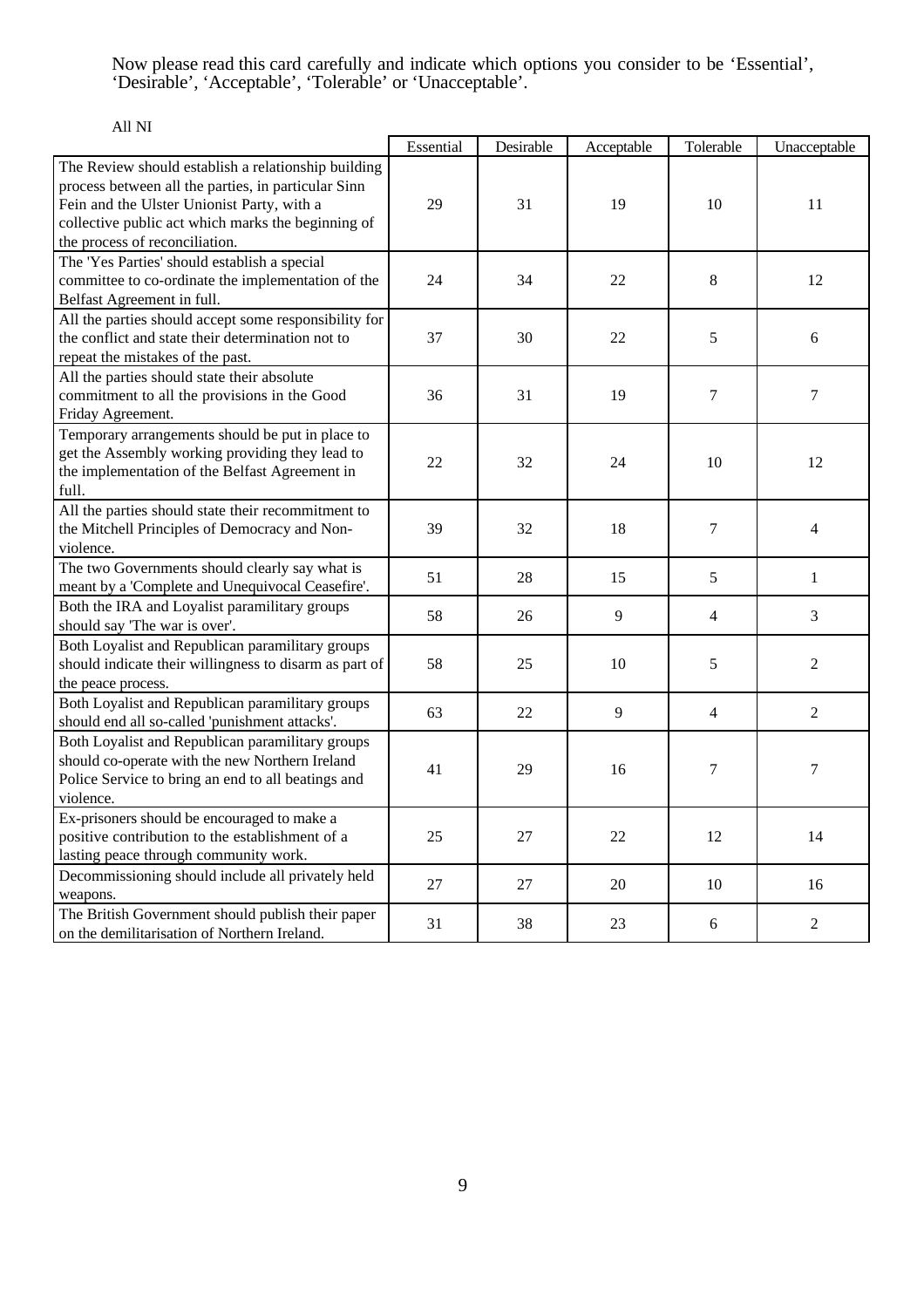Now please read this card carefully and indicate which options you consider to be 'Essential', 'Desirable', 'Acceptable', 'Tolerable' or 'Unacceptable'.

All NI

| | Essential | Desirable | Acceptable | Tolerable | Unacceptable |
|---|---|---|---|---|---|
| The Review should establish a relationship building process between all the parties, in particular Sinn Fein and the Ulster Unionist Party, with a collective public act which marks the beginning of the process of reconciliation. | 29 | 31 | 19 | 10 | 11 |
| The 'Yes Parties' should establish a special committee to co-ordinate the implementation of the Belfast Agreement in full. | 24 | 34 | 22 | 8 | 12 |
| All the parties should accept some responsibility for the conflict and state their determination not to repeat the mistakes of the past. | 37 | 30 | 22 | 5 | 6 |
| All the parties should state their absolute commitment to all the provisions in the Good Friday Agreement. | 36 | 31 | 19 | 7 | 7 |
| Temporary arrangements should be put in place to get the Assembly working providing they lead to the implementation of the Belfast Agreement in full. | 22 | 32 | 24 | 10 | 12 |
| All the parties should state their recommitment to the Mitchell Principles of Democracy and Non-violence. | 39 | 32 | 18 | 7 | 4 |
| The two Governments should clearly say what is meant by a 'Complete and Unequivocal Ceasefire'. | 51 | 28 | 15 | 5 | 1 |
| Both the IRA and Loyalist paramilitary groups should say 'The war is over'. | 58 | 26 | 9 | 4 | 3 |
| Both Loyalist and Republican paramilitary groups should indicate their willingness to disarm as part of the peace process. | 58 | 25 | 10 | 5 | 2 |
| Both Loyalist and Republican paramilitary groups should end all so-called 'punishment attacks'. | 63 | 22 | 9 | 4 | 2 |
| Both Loyalist and Republican paramilitary groups should co-operate with the new Northern Ireland Police Service to bring an end to all beatings and violence. | 41 | 29 | 16 | 7 | 7 |
| Ex-prisoners should be encouraged to make a positive contribution to the establishment of a lasting peace through community work. | 25 | 27 | 22 | 12 | 14 |
| Decommissioning should include all privately held weapons. | 27 | 27 | 20 | 10 | 16 |
| The British Government should publish their paper on the demilitarisation of Northern Ireland. | 31 | 38 | 23 | 6 | 2 |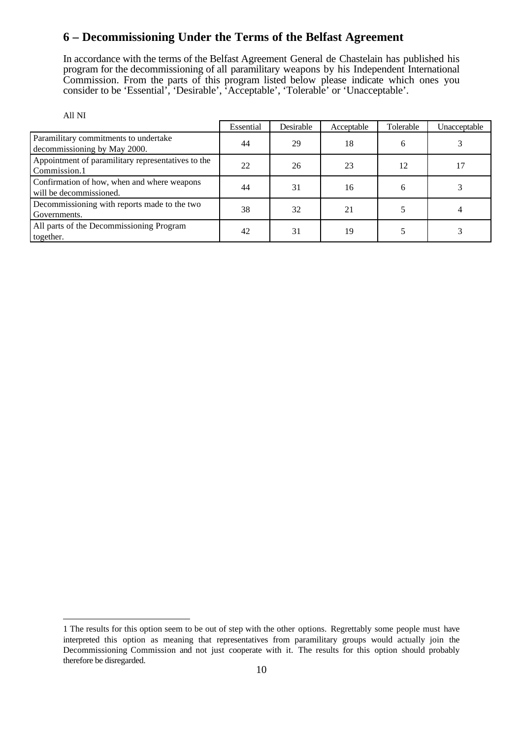## 6 – Decommissioning Under the Terms of the Belfast Agreement

In accordance with the terms of the Belfast Agreement General de Chastelain has published his program for the decommissioning of all paramilitary weapons by his Independent International Commission. From the parts of this program listed below please indicate which ones you consider to be 'Essential', 'Desirable', 'Acceptable', 'Tolerable' or 'Unacceptable'.

All NI

| | Essential | Desirable | Acceptable | Tolerable | Unacceptable |
|---|---|---|---|---|---|
| Paramilitary commitments to undertake decommissioning by May 2000. | 44 | 29 | 18 | 6 | 3 |
| Appointment of paramilitary representatives to the Commission.[1] | 22 | 26 | 23 | 12 | 17 |
| Confirmation of how, when and where weapons will be decommissioned. | 44 | 31 | 16 | 6 | 3 |
| Decommissioning with reports made to the two Governments. | 38 | 32 | 21 | 5 | 4 |
| All parts of the Decommissioning Program together. | 42 | 31 | 19 | 5 | 3 |

---

1 The results for this option seem to be out of step with the other options. Regrettably some people must have interpreted this option as meaning that representatives from paramilitary groups would actually join the Decommissioning Commission and not just cooperate with it. The results for this option should probably therefore be disregarded.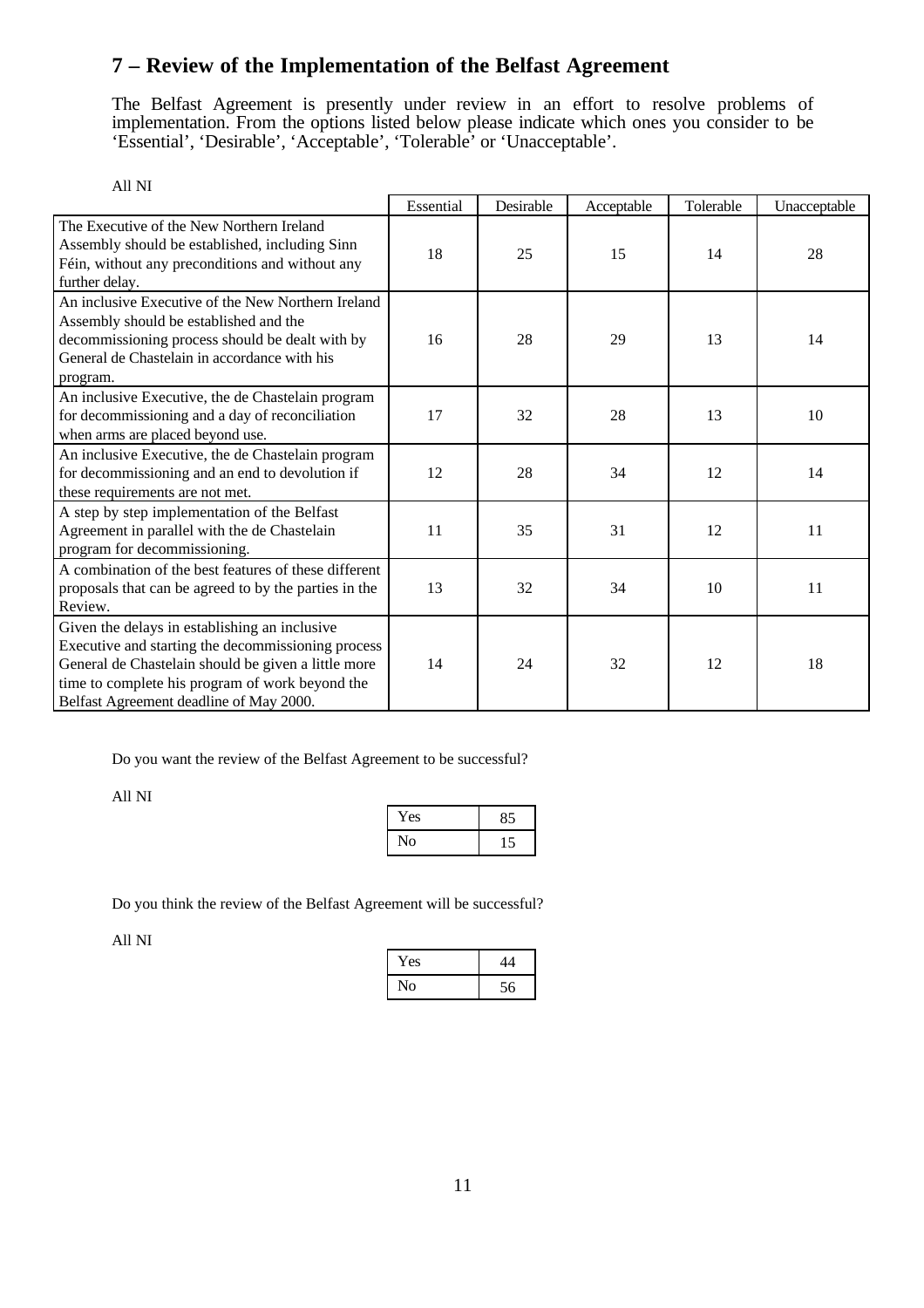## 7 – Review of the Implementation of the Belfast Agreement

The Belfast Agreement is presently under review in an effort to resolve problems of implementation. From the options listed below please indicate which ones you consider to be 'Essential', 'Desirable', 'Acceptable', 'Tolerable' or 'Unacceptable'.

All NI

| | Essential | Desirable | Acceptable | Tolerable | Unacceptable |
|---|---|---|---|---|---|
| The Executive of the New Northern Ireland Assembly should be established, including Sinn Féin, without any preconditions and without any further delay. | 18 | 25 | 15 | 14 | 28 |
| An inclusive Executive of the New Northern Ireland Assembly should be established and the decommissioning process should be dealt with by General de Chastelain in accordance with his program. | 16 | 28 | 29 | 13 | 14 |
| An inclusive Executive, the de Chastelain program for decommissioning and a day of reconciliation when arms are placed beyond use. | 17 | 32 | 28 | 13 | 10 |
| An inclusive Executive, the de Chastelain program for decommissioning and an end to devolution if these requirements are not met. | 12 | 28 | 34 | 12 | 14 |
| A step by step implementation of the Belfast Agreement in parallel with the de Chastelain program for decommissioning. | 11 | 35 | 31 | 12 | 11 |
| A combination of the best features of these different proposals that can be agreed to by the parties in the Review. | 13 | 32 | 34 | 10 | 11 |
| Given the delays in establishing an inclusive Executive and starting the decommissioning process General de Chastelain should be given a little more time to complete his program of work beyond the Belfast Agreement deadline of May 2000. | 14 | 24 | 32 | 12 | 18 |

Do you want the review of the Belfast Agreement to be successful?

All NI

| | |
|---|---|
| Yes | 85 |
| No | 15 |

Do you think the review of the Belfast Agreement will be successful?

All NI

| | |
|---|---|
| Yes | 44 |
| No | 56 |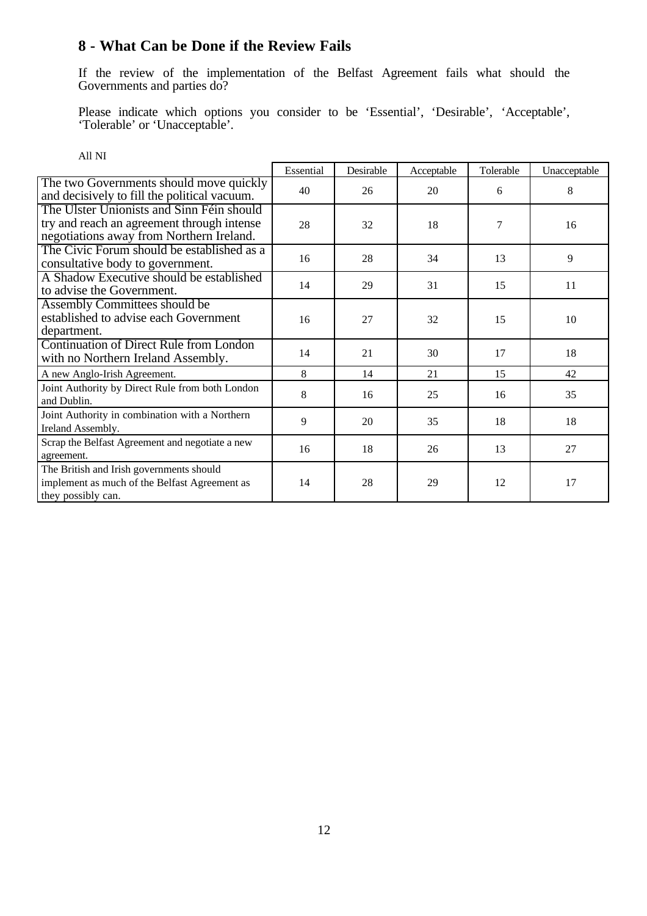## 8 - What Can be Done if the Review Fails

If the review of the implementation of the Belfast Agreement fails what should the Governments and parties do?

Please indicate which options you consider to be 'Essential', 'Desirable', 'Acceptable', 'Tolerable' or 'Unacceptable'.

All NI

| | Essential | Desirable | Acceptable | Tolerable | Unacceptable |
|---|---|---|---|---|---|
| The two Governments should move quickly and decisively to fill the political vacuum. | 40 | 26 | 20 | 6 | 8 |
| The Ulster Unionists and Sinn Féin should try and reach an agreement through intense negotiations away from Northern Ireland. | 28 | 32 | 18 | 7 | 16 |
| The Civic Forum should be established as a consultative body to government. | 16 | 28 | 34 | 13 | 9 |
| A Shadow Executive should be established to advise the Government. | 14 | 29 | 31 | 15 | 11 |
| Assembly Committees should be established to advise each Government department. | 16 | 27 | 32 | 15 | 10 |
| Continuation of Direct Rule from London with no Northern Ireland Assembly. | 14 | 21 | 30 | 17 | 18 |
| A new Anglo-Irish Agreement. | 8 | 14 | 21 | 15 | 42 |
| Joint Authority by Direct Rule from both London and Dublin. | 8 | 16 | 25 | 16 | 35 |
| Joint Authority in combination with a Northern Ireland Assembly. | 9 | 20 | 35 | 18 | 18 |
| Scrap the Belfast Agreement and negotiate a new agreement. | 16 | 18 | 26 | 13 | 27 |
| The British and Irish governments should implement as much of the Belfast Agreement as they possibly can. | 14 | 28 | 29 | 12 | 17 |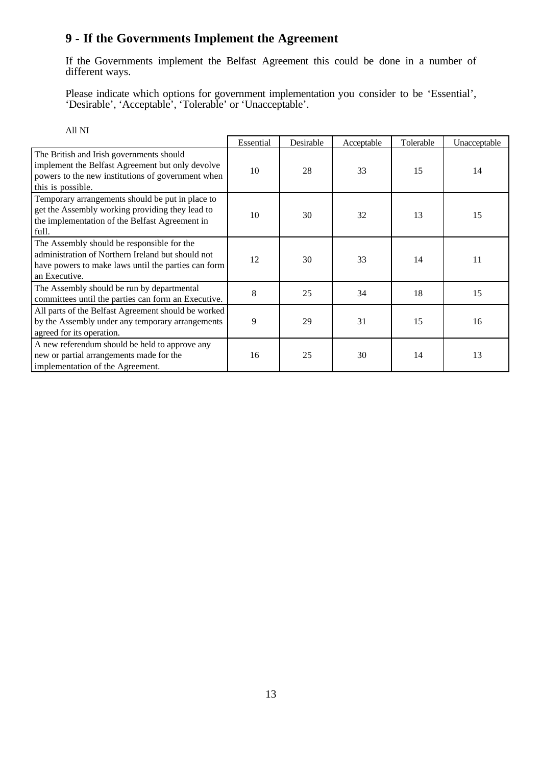# 9 - If the Governments Implement the Agreement

If the Governments implement the Belfast Agreement this could be done in a number of different ways.

Please indicate which options for government implementation you consider to be 'Essential', 'Desirable', 'Acceptable', 'Tolerable' or 'Unacceptable'.

All NI

| | Essential | Desirable | Acceptable | Tolerable | Unacceptable |
|---|---|---|---|---|---|
| The British and Irish governments should implement the Belfast Agreement but only devolve powers to the new institutions of government when this is possible. | 10 | 28 | 33 | 15 | 14 |
| Temporary arrangements should be put in place to get the Assembly working providing they lead to the implementation of the Belfast Agreement in full. | 10 | 30 | 32 | 13 | 15 |
| The Assembly should be responsible for the administration of Northern Ireland but should not have powers to make laws until the parties can form an Executive. | 12 | 30 | 33 | 14 | 11 |
| The Assembly should be run by departmental committees until the parties can form an Executive. | 8 | 25 | 34 | 18 | 15 |
| All parts of the Belfast Agreement should be worked by the Assembly under any temporary arrangements agreed for its operation. | 9 | 29 | 31 | 15 | 16 |
| A new referendum should be held to approve any new or partial arrangements made for the implementation of the Agreement. | 16 | 25 | 30 | 14 | 13 |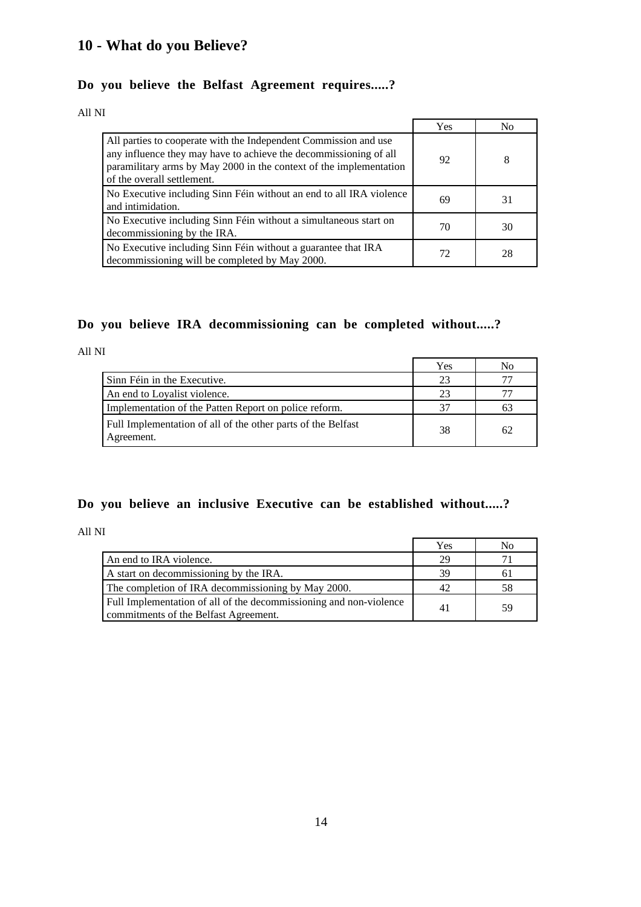## 10 - What do you Believe?

### Do you believe the Belfast Agreement requires.....?

All NI

| | Yes | No |
|---|---|---|
| All parties to cooperate with the Independent Commission and use any influence they may have to achieve the decommissioning of all paramilitary arms by May 2000 in the context of the implementation of the overall settlement. | 92 | 8 |
| No Executive including Sinn Féin without an end to all IRA violence and intimidation. | 69 | 31 |
| No Executive including Sinn Féin without a simultaneous start on decommissioning by the IRA. | 70 | 30 |
| No Executive including Sinn Féin without a guarantee that IRA decommissioning will be completed by May 2000. | 72 | 28 |

### Do you believe IRA decommissioning can be completed without.....?

All NI

| | Yes | No |
|---|---|---|
| Sinn Féin in the Executive. | 23 | 77 |
| An end to Loyalist violence. | 23 | 77 |
| Implementation of the Patten Report on police reform. | 37 | 63 |
| Full Implementation of all of the other parts of the Belfast Agreement. | 38 | 62 |

### Do you believe an inclusive Executive can be established without.....?

All NI

| | Yes | No |
|---|---|---|
| An end to IRA violence. | 29 | 71 |
| A start on decommissioning by the IRA. | 39 | 61 |
| The completion of IRA decommissioning by May 2000. | 42 | 58 |
| Full Implementation of all of the decommissioning and non-violence commitments of the Belfast Agreement. | 41 | 59 |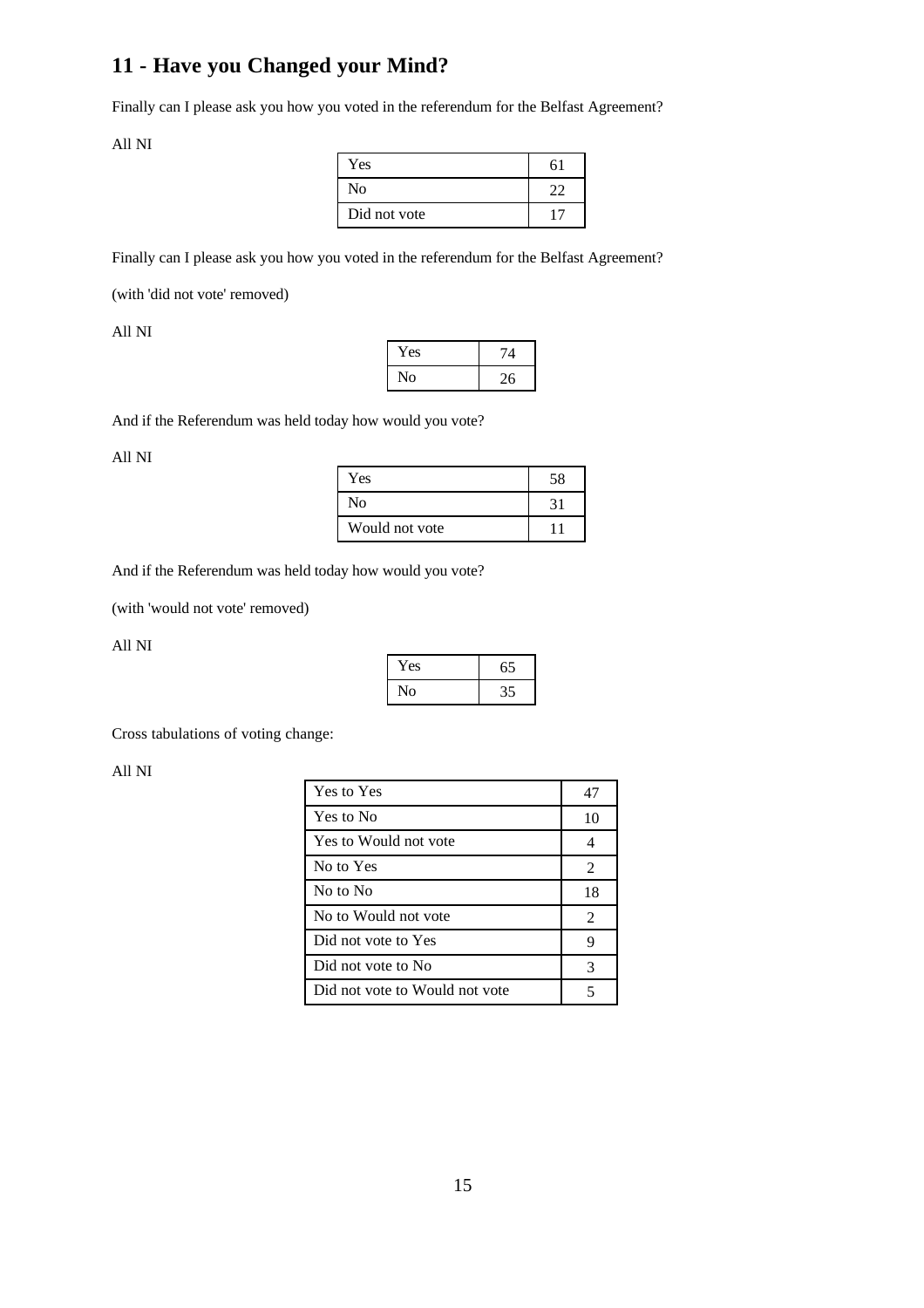## 11 - Have you Changed your Mind?

Finally can I please ask you how you voted in the referendum for the Belfast Agreement?

All NI

| | |
|---|---|
| Yes | 61 |
| No | 22 |
| Did not vote | 17 |

Finally can I please ask you how you voted in the referendum for the Belfast Agreement?

(with 'did not vote' removed)

All NI

| | |
|---|---|
| Yes | 74 |
| No | 26 |

And if the Referendum was held today how would you vote?

All NI

| | |
|---|---|
| Yes | 58 |
| No | 31 |
| Would not vote | 11 |

And if the Referendum was held today how would you vote?

(with 'would not vote' removed)

All NI

| | |
|---|---|
| Yes | 65 |
| No | 35 |

Cross tabulations of voting change:

All NI

| | |
|---|---|
| Yes to Yes | 47 |
| Yes to No | 10 |
| Yes to Would not vote | 4 |
| No to Yes | 2 |
| No to No | 18 |
| No to Would not vote | 2 |
| Did not vote to Yes | 9 |
| Did not vote to No | 3 |
| Did not vote to Would not vote | 5 |